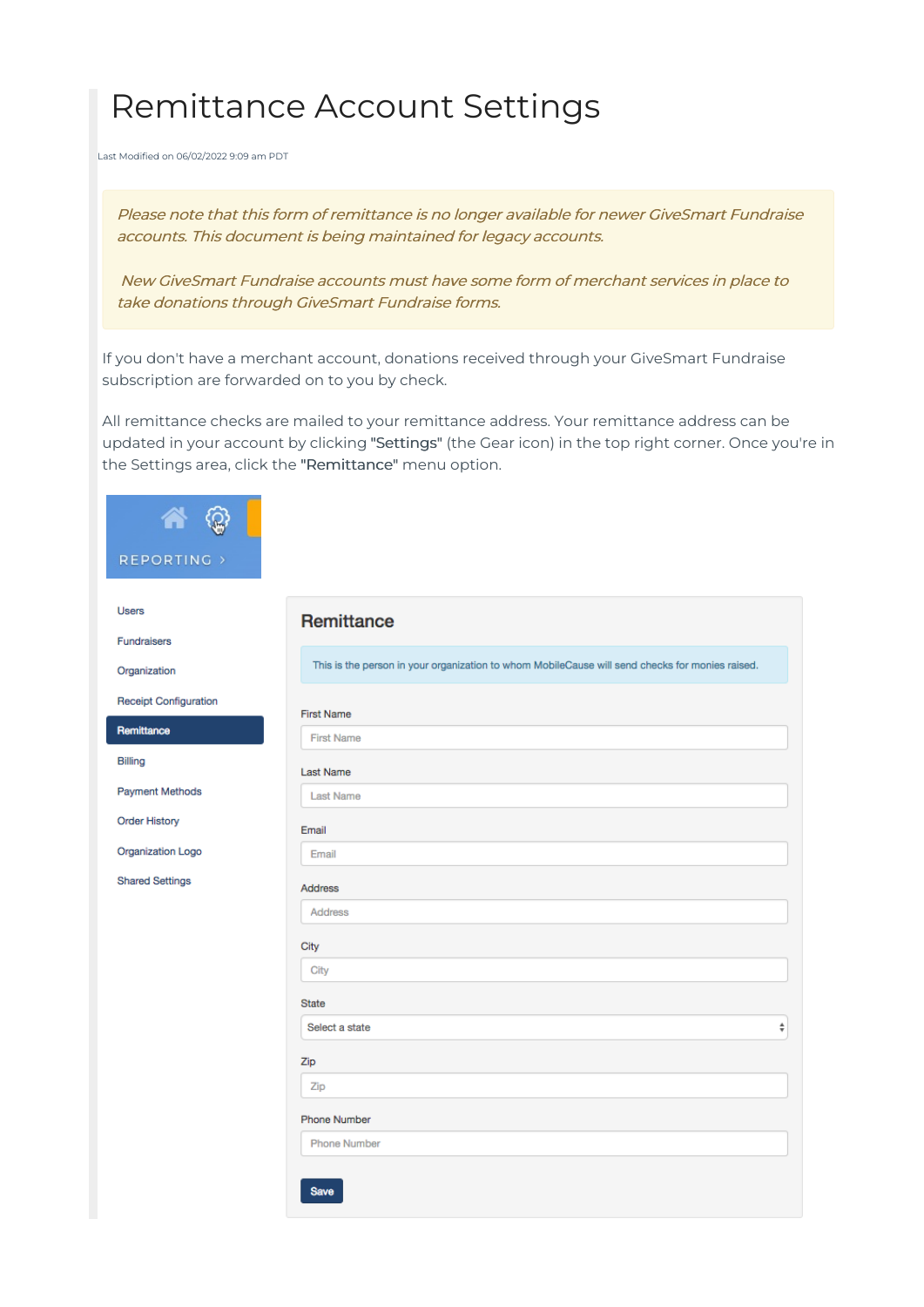# Remittance Account Settings

Last Modified on 06/02/2022 9:09 am PDT

> *Please note that this form of remittance is no longer available for newer GiveSmart Fundraise accounts. This document is being maintained for legacy accounts.*
>
> *New GiveSmart Fundraise accounts must have some form of merchant services in place to take donations through GiveSmart Fundraise forms.*

If you don't have a merchant account, donations received through your GiveSmart Fundraise subscription are forwarded on to you by check.

All remittance checks are mailed to your remittance address. Your remittance address can be updated in your account by clicking **"Settings"** (the Gear icon) in the top right corner. Once you're in the Settings area, click the **"Remittance"** menu option.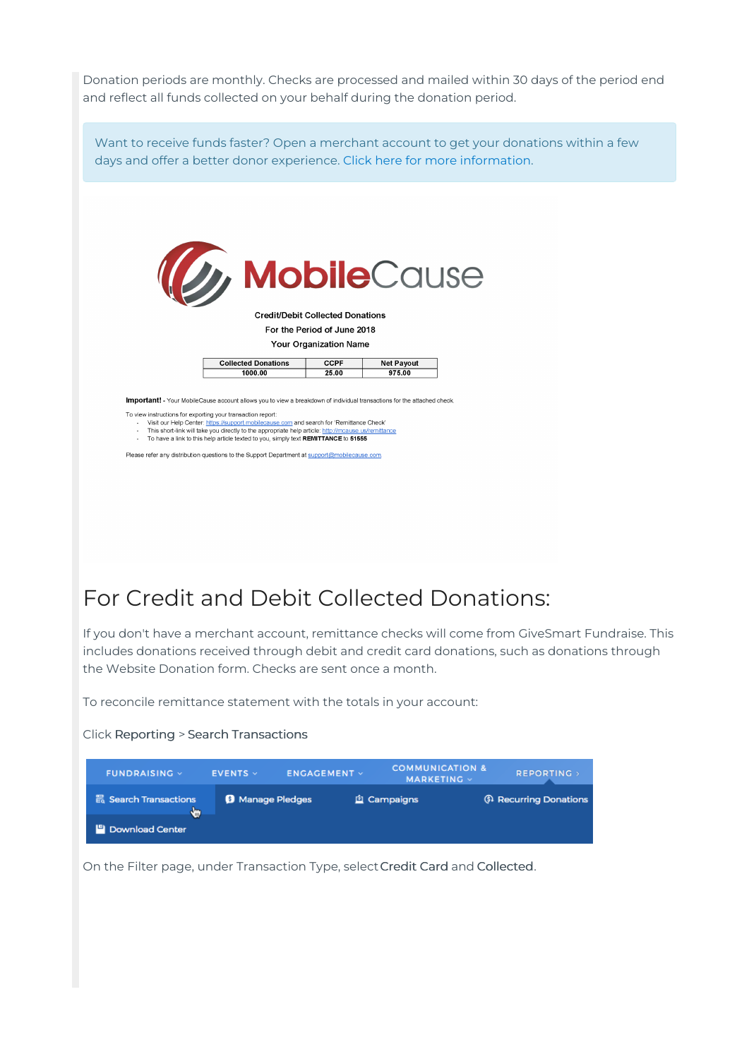Donation periods are monthly. Checks are processed and mailed within 30 days of the period end and reflect all funds collected on your behalf during the donation period.

Want to receive funds faster? Open a merchant account to get your donations within a few days and offer a better donor experience. Click here for more information.

MobileCause

**Credit/Debit Collected Donations**
**For the Period of June 2018**
**Your Organization Name**

| Collected Donations | CCPF | Net Payout |
|---|---|---|
| 1000.00 | 25.00 | 975.00 |

**Important!** - Your MobileCause account allows you to view a breakdown of individual transactions for the attached check.

To view instructions for exporting your transaction report:
- Visit our Help Center: https://support.mobilecause.com and search for 'Remittance Check'
- This short-link will take you directly to the appropriate help article: http://mcause.us/remittance
- To have a link to this help article texted to you, simply text **REMITTANCE** to **51555**

Please refer any distribution questions to the Support Department at support@mobilecause.com

# For Credit and Debit Collected Donations:

If you don't have a merchant account, remittance checks will come from GiveSmart Fundraise. This includes donations received through debit and credit card donations, such as donations through the Website Donation form. Checks are sent once a month.

To reconcile remittance statement with the totals in your account:

Click Reporting > Search Transactions

FUNDRAISING EVENTS ENGAGEMENT COMMUNICATION & MARKETING REPORTING

Search Transactions Manage Pledges Campaigns Recurring Donations

Download Center

On the Filter page, under Transaction Type, select Credit Card and Collected.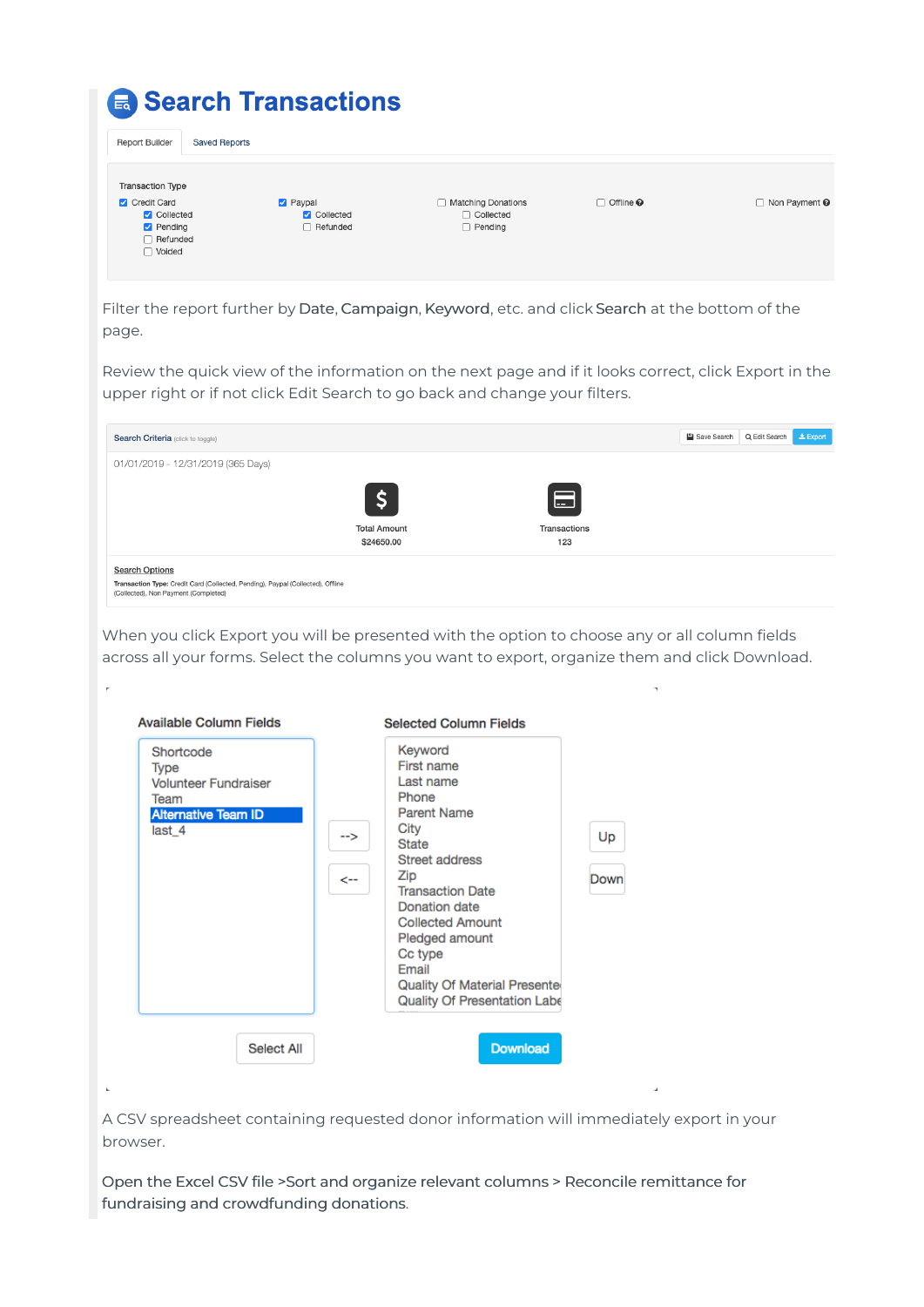# Search Transactions

Report Builder | Saved Reports

Transaction Type

- [x] Credit Card
  - [x] Collected
  - [x] Pending
  - [ ] Refunded
  - [ ] Voided
- [x] Paypal
  - [x] Collected
  - [ ] Refunded
- [ ] Matching Donations
  - [ ] Collected
  - [ ] Pending
- [ ] Offline
- [ ] Non Payment

Filter the report further by **Date**, **Campaign**, **Keyword**, etc. and click **Search** at the bottom of the page.

Review the quick view of the information on the next page and if it looks correct, click Export in the upper right or if not click Edit Search to go back and change your filters.

Search Criteria (click to toggle) | Save Search | Edit Search | Export

01/01/2019 - 12/31/2019 (365 Days)

Total Amount
$24650.00

Transactions
123

Search Options

Transaction Type: Credit Card (Collected, Pending), Paypal (Collected), Offline (Collected), Non Payment (Completed)

When you click Export you will be presented with the option to choose any or all column fields across all your forms. Select the columns you want to export, organize them and click Download.

**Available Column Fields**

Shortcode
Type
Volunteer Fundraiser
Team
Alternative Team ID
last_4

--> | <--

Select All

**Selected Column Fields**

Keyword
First name
Last name
Phone
Parent Name
City
State
Street address
Zip
Transaction Date
Donation date
Collected Amount
Pledged amount
Cc type
Email
Quality Of Material Presente
Quality Of Presentation Labe

Up | Down

Download

A CSV spreadsheet containing requested donor information will immediately export in your browser.

Open the Excel CSV file >Sort and organize relevant columns > Reconcile remittance for fundraising and crowdfunding donations.